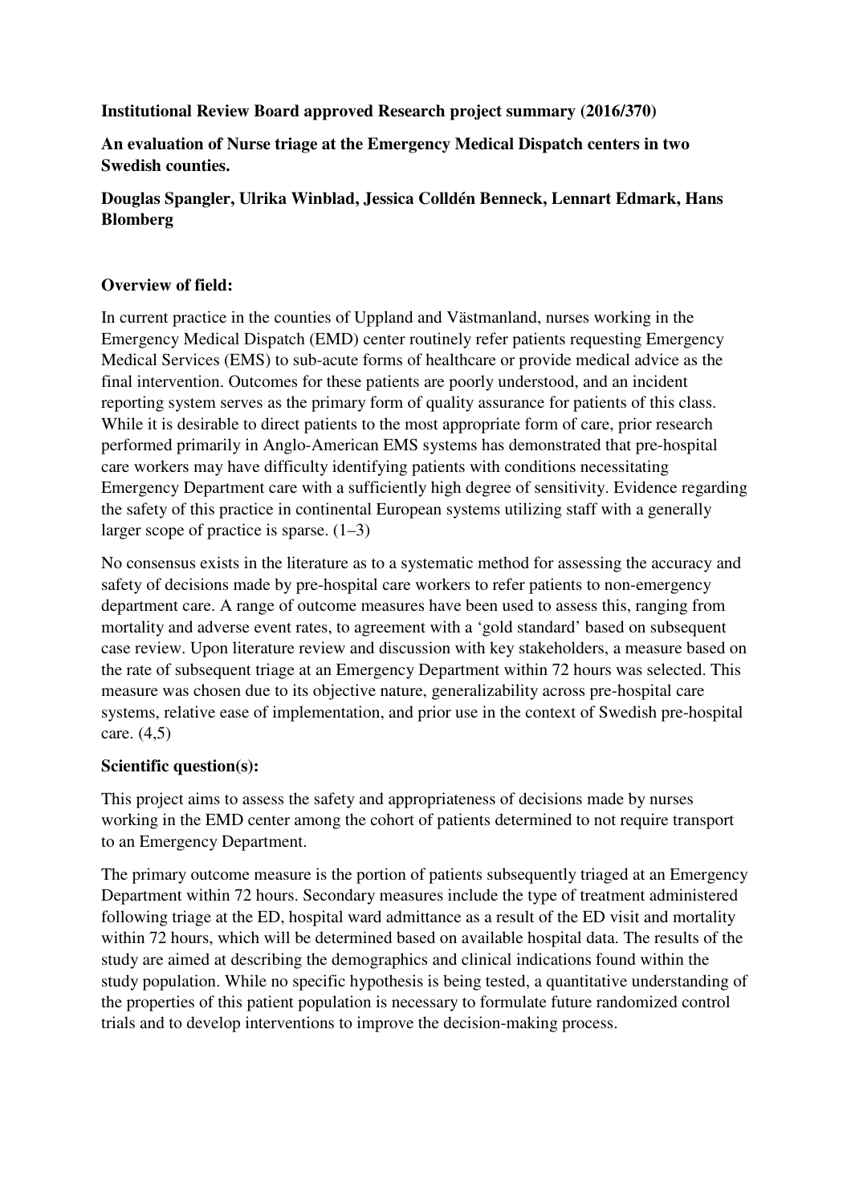**Institutional Review Board approved Research project summary (2016/370)**

**An evaluation of Nurse triage at the Emergency Medical Dispatch centers in two Swedish counties.**

**Douglas Spangler, Ulrika Winblad, Jessica Colldén Benneck, Lennart Edmark, Hans Blomberg**

## Overview of field:

In current practice in the counties of Uppland and Västmanland, nurses working in the Emergency Medical Dispatch (EMD) center routinely refer patients requesting Emergency Medical Services (EMS) to sub-acute forms of healthcare or provide medical advice as the final intervention. Outcomes for these patients are poorly understood, and an incident reporting system serves as the primary form of quality assurance for patients of this class. While it is desirable to direct patients to the most appropriate form of care, prior research performed primarily in Anglo-American EMS systems has demonstrated that pre-hospital care workers may have difficulty identifying patients with conditions necessitating Emergency Department care with a sufficiently high degree of sensitivity. Evidence regarding the safety of this practice in continental European systems utilizing staff with a generally larger scope of practice is sparse. (1–3)

No consensus exists in the literature as to a systematic method for assessing the accuracy and safety of decisions made by pre-hospital care workers to refer patients to non-emergency department care. A range of outcome measures have been used to assess this, ranging from mortality and adverse event rates, to agreement with a 'gold standard' based on subsequent case review. Upon literature review and discussion with key stakeholders, a measure based on the rate of subsequent triage at an Emergency Department within 72 hours was selected. This measure was chosen due to its objective nature, generalizability across pre-hospital care systems, relative ease of implementation, and prior use in the context of Swedish pre-hospital care. (4,5)

## Scientific question(s):

This project aims to assess the safety and appropriateness of decisions made by nurses working in the EMD center among the cohort of patients determined to not require transport to an Emergency Department.

The primary outcome measure is the portion of patients subsequently triaged at an Emergency Department within 72 hours. Secondary measures include the type of treatment administered following triage at the ED, hospital ward admittance as a result of the ED visit and mortality within 72 hours, which will be determined based on available hospital data. The results of the study are aimed at describing the demographics and clinical indications found within the study population. While no specific hypothesis is being tested, a quantitative understanding of the properties of this patient population is necessary to formulate future randomized control trials and to develop interventions to improve the decision-making process.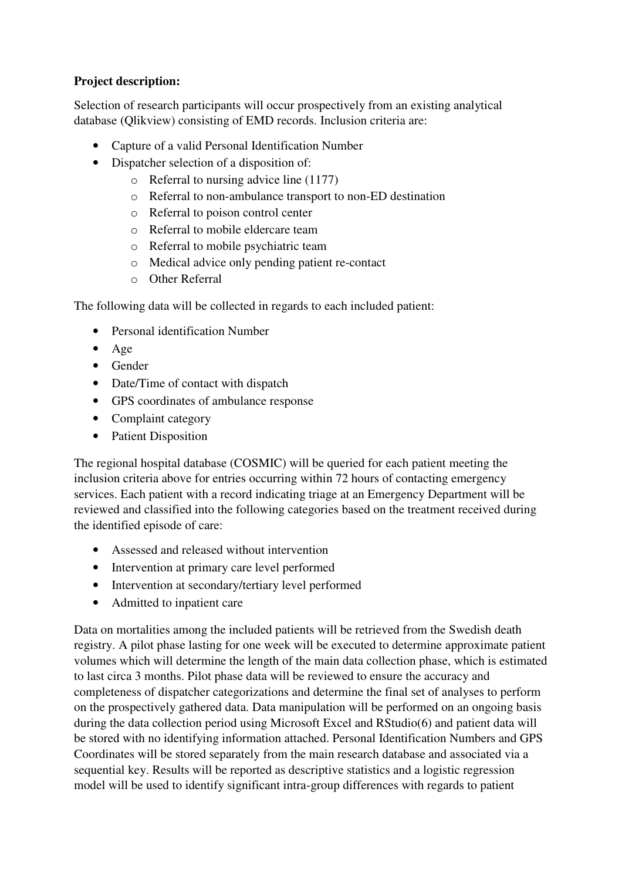**Project description:**

Selection of research participants will occur prospectively from an existing analytical database (Qlikview) consisting of EMD records. Inclusion criteria are:

- Capture of a valid Personal Identification Number
- Dispatcher selection of a disposition of:
  - Referral to nursing advice line (1177)
  - Referral to non-ambulance transport to non-ED destination
  - Referral to poison control center
  - Referral to mobile eldercare team
  - Referral to mobile psychiatric team
  - Medical advice only pending patient re-contact
  - Other Referral

The following data will be collected in regards to each included patient:

- Personal identification Number
- Age
- Gender
- Date/Time of contact with dispatch
- GPS coordinates of ambulance response
- Complaint category
- Patient Disposition

The regional hospital database (COSMIC) will be queried for each patient meeting the inclusion criteria above for entries occurring within 72 hours of contacting emergency services. Each patient with a record indicating triage at an Emergency Department will be reviewed and classified into the following categories based on the treatment received during the identified episode of care:

- Assessed and released without intervention
- Intervention at primary care level performed
- Intervention at secondary/tertiary level performed
- Admitted to inpatient care

Data on mortalities among the included patients will be retrieved from the Swedish death registry. A pilot phase lasting for one week will be executed to determine approximate patient volumes which will determine the length of the main data collection phase, which is estimated to last circa 3 months. Pilot phase data will be reviewed to ensure the accuracy and completeness of dispatcher categorizations and determine the final set of analyses to perform on the prospectively gathered data. Data manipulation will be performed on an ongoing basis during the data collection period using Microsoft Excel and RStudio(6) and patient data will be stored with no identifying information attached. Personal Identification Numbers and GPS Coordinates will be stored separately from the main research database and associated via a sequential key. Results will be reported as descriptive statistics and a logistic regression model will be used to identify significant intra-group differences with regards to patient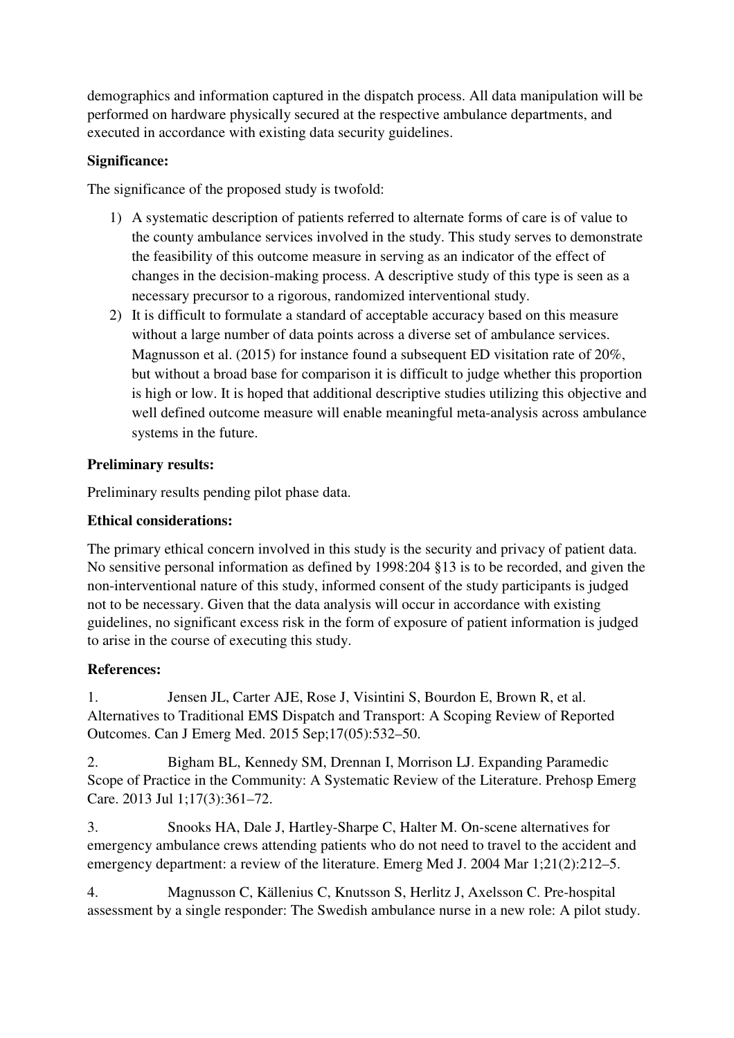demographics and information captured in the dispatch process. All data manipulation will be performed on hardware physically secured at the respective ambulance departments, and executed in accordance with existing data security guidelines.

**Significance:**

The significance of the proposed study is twofold:

1) A systematic description of patients referred to alternate forms of care is of value to the county ambulance services involved in the study. This study serves to demonstrate the feasibility of this outcome measure in serving as an indicator of the effect of changes in the decision-making process. A descriptive study of this type is seen as a necessary precursor to a rigorous, randomized interventional study.
2) It is difficult to formulate a standard of acceptable accuracy based on this measure without a large number of data points across a diverse set of ambulance services. Magnusson et al. (2015) for instance found a subsequent ED visitation rate of 20%, but without a broad base for comparison it is difficult to judge whether this proportion is high or low. It is hoped that additional descriptive studies utilizing this objective and well defined outcome measure will enable meaningful meta-analysis across ambulance systems in the future.

**Preliminary results:**

Preliminary results pending pilot phase data.

**Ethical considerations:**

The primary ethical concern involved in this study is the security and privacy of patient data. No sensitive personal information as defined by 1998:204 §13 is to be recorded, and given the non-interventional nature of this study, informed consent of the study participants is judged not to be necessary. Given that the data analysis will occur in accordance with existing guidelines, no significant excess risk in the form of exposure of patient information is judged to arise in the course of executing this study.

**References:**

1. Jensen JL, Carter AJE, Rose J, Visintini S, Bourdon E, Brown R, et al. Alternatives to Traditional EMS Dispatch and Transport: A Scoping Review of Reported Outcomes. Can J Emerg Med. 2015 Sep;17(05):532–50.

2. Bigham BL, Kennedy SM, Drennan I, Morrison LJ. Expanding Paramedic Scope of Practice in the Community: A Systematic Review of the Literature. Prehosp Emerg Care. 2013 Jul 1;17(3):361–72.

3. Snooks HA, Dale J, Hartley-Sharpe C, Halter M. On-scene alternatives for emergency ambulance crews attending patients who do not need to travel to the accident and emergency department: a review of the literature. Emerg Med J. 2004 Mar 1;21(2):212–5.

4. Magnusson C, Källenius C, Knutsson S, Herlitz J, Axelsson C. Pre-hospital assessment by a single responder: The Swedish ambulance nurse in a new role: A pilot study.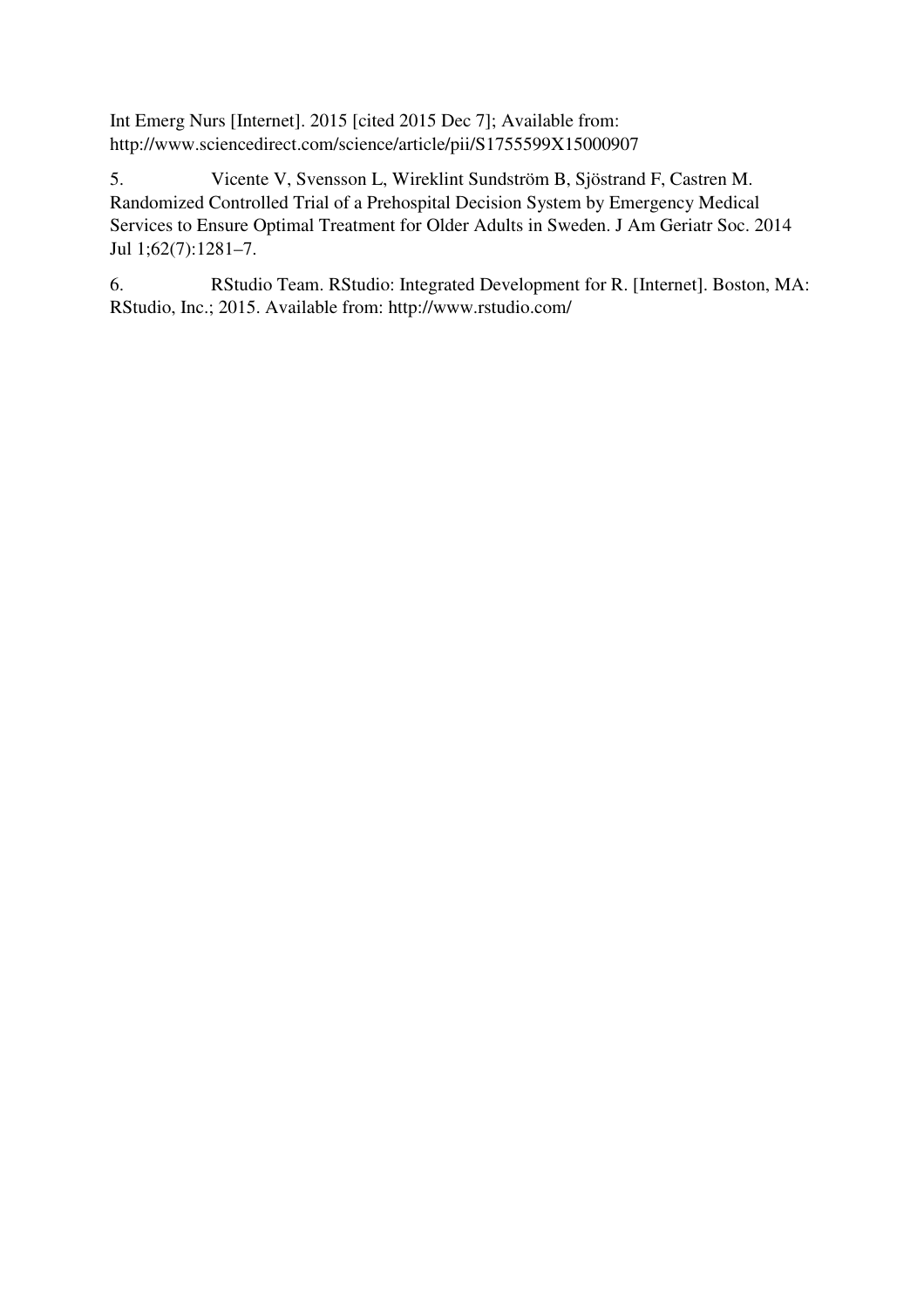Int Emerg Nurs [Internet]. 2015 [cited 2015 Dec 7]; Available from: http://www.sciencedirect.com/science/article/pii/S1755599X15000907

5. Vicente V, Svensson L, Wireklint Sundström B, Sjöstrand F, Castren M. Randomized Controlled Trial of a Prehospital Decision System by Emergency Medical Services to Ensure Optimal Treatment for Older Adults in Sweden. J Am Geriatr Soc. 2014 Jul 1;62(7):1281–7.

6. RStudio Team. RStudio: Integrated Development for R. [Internet]. Boston, MA: RStudio, Inc.; 2015. Available from: http://www.rstudio.com/